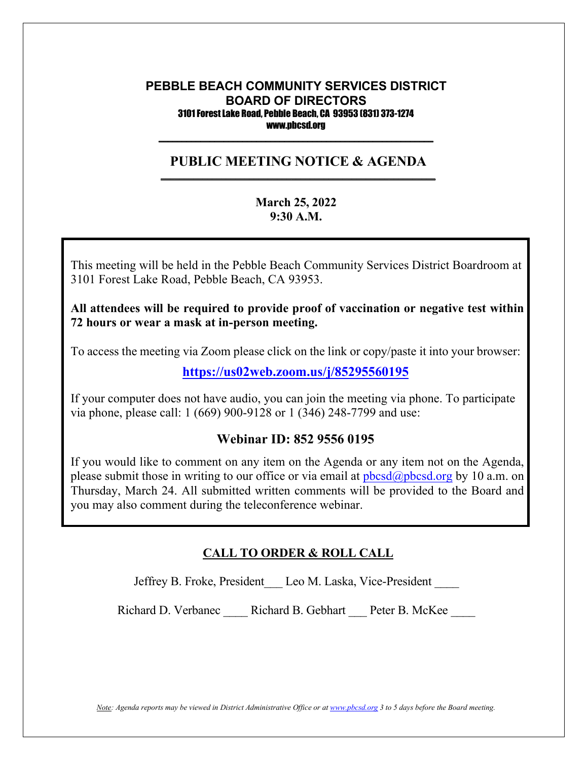# PEBBLE BEACH COMMUNITY SERVICES DISTRICT
## BOARD OF DIRECTORS

3101 Forest Lake Road, Pebble Beach, CA 93953 (831) 373-1274
www.pbcsd.org

---

## PUBLIC MEETING NOTICE & AGENDA

---

**March 25, 2022**
**9:30 A.M.**

This meeting will be held in the Pebble Beach Community Services District Boardroom at 3101 Forest Lake Road, Pebble Beach, CA 93953.

**All attendees will be required to provide proof of vaccination or negative test within 72 hours or wear a mask at in-person meeting.**

To access the meeting via Zoom please click on the link or copy/paste it into your browser:

**https://us02web.zoom.us/j/85295560195**

If your computer does not have audio, you can join the meeting via phone. To participate via phone, please call: 1 (669) 900-9128 or 1 (346) 248-7799 and use:

**Webinar ID: 852 9556 0195**

If you would like to comment on any item on the Agenda or any item not on the Agenda, please submit those in writing to our office or via email at pbcsd@pbcsd.org by 10 a.m. on Thursday, March 24. All submitted written comments will be provided to the Board and you may also comment during the teleconference webinar.

## CALL TO ORDER & ROLL CALL

Jeffrey B. Froke, President___ Leo M. Laska, Vice-President ____

Richard D. Verbanec ____ Richard B. Gebhart ___ Peter B. McKee ____

*Note: Agenda reports may be viewed in District Administrative Office or at www.pbcsd.org 3 to 5 days before the Board meeting.*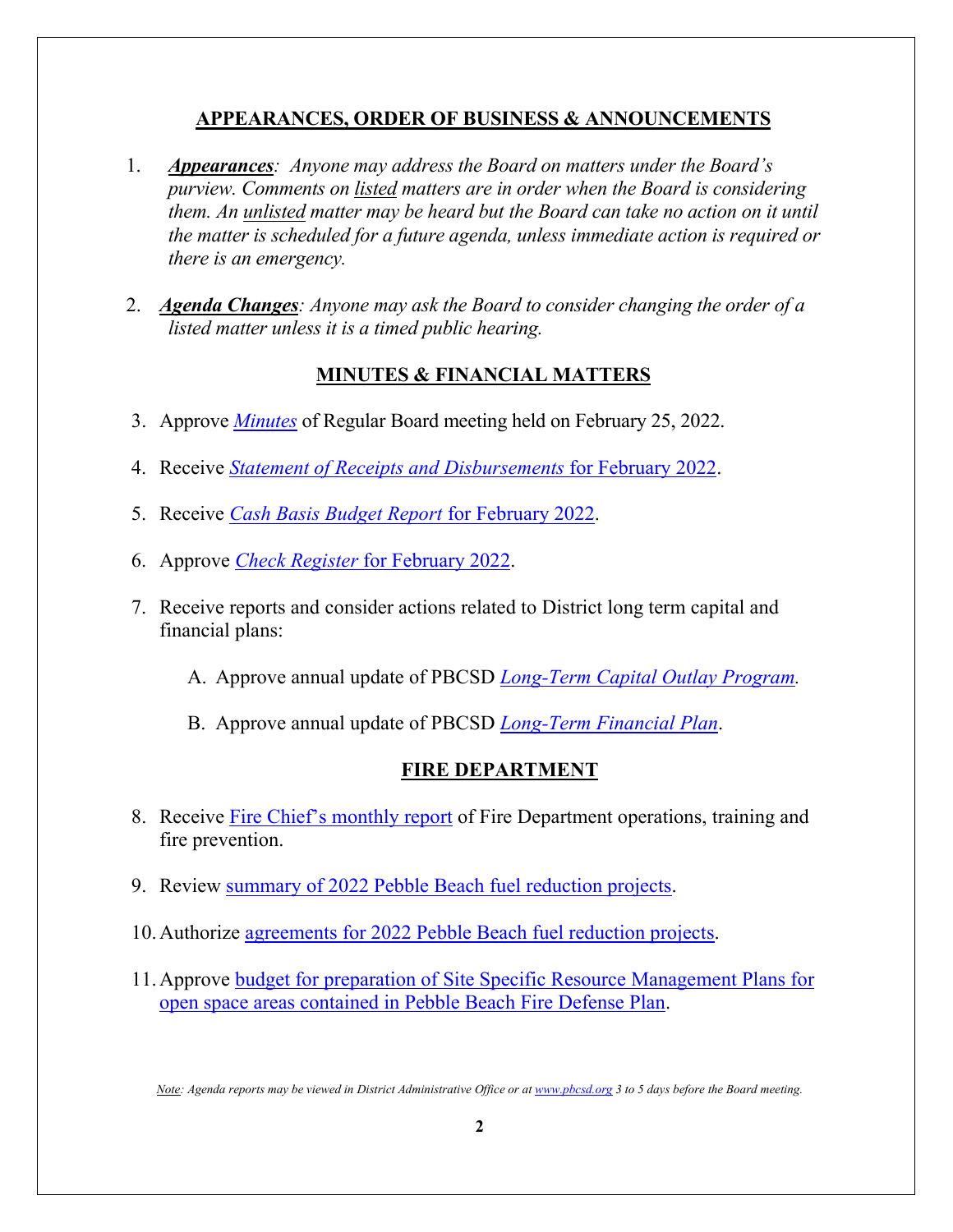## APPEARANCES, ORDER OF BUSINESS & ANNOUNCEMENTS

1. ***Appearances****: Anyone may address the Board on matters under the Board's purview. Comments on listed matters are in order when the Board is considering them. An unlisted matter may be heard but the Board can take no action on it until the matter is scheduled for a future agenda, unless immediate action is required or there is an emergency.*

2. ***Agenda Changes****: Anyone may ask the Board to consider changing the order of a listed matter unless it is a timed public hearing.*

## MINUTES & FINANCIAL MATTERS

3. Approve *Minutes* of Regular Board meeting held on February 25, 2022.

4. Receive *Statement of Receipts and Disbursements* for February 2022.

5. Receive *Cash Basis Budget Report* for February 2022.

6. Approve *Check Register* for February 2022.

7. Receive reports and consider actions related to District long term capital and financial plans:

   A. Approve annual update of PBCSD *Long-Term Capital Outlay Program*.

   B. Approve annual update of PBCSD *Long-Term Financial Plan*.

## FIRE DEPARTMENT

8. Receive Fire Chief's monthly report of Fire Department operations, training and fire prevention.

9. Review summary of 2022 Pebble Beach fuel reduction projects.

10. Authorize agreements for 2022 Pebble Beach fuel reduction projects.

11. Approve budget for preparation of Site Specific Resource Management Plans for open space areas contained in Pebble Beach Fire Defense Plan.

*Note: Agenda reports may be viewed in District Administrative Office or at www.pbcsd.org 3 to 5 days before the Board meeting.*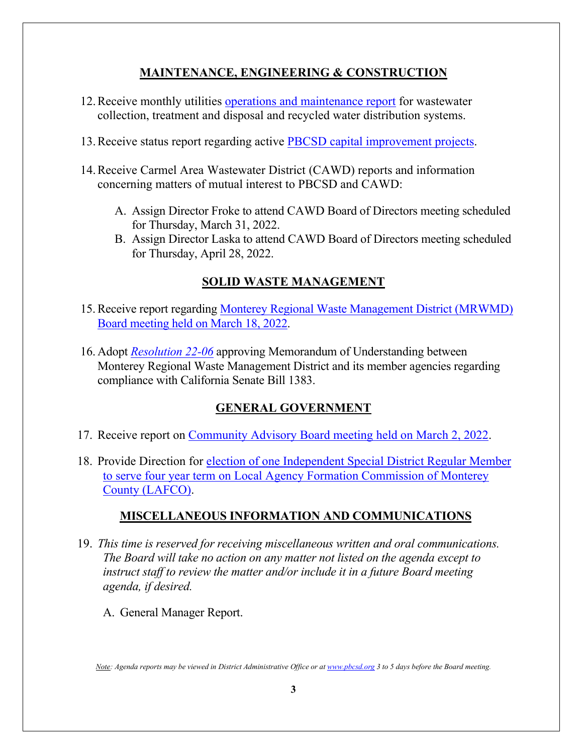## MAINTENANCE, ENGINEERING & CONSTRUCTION

12. Receive monthly utilities operations and maintenance report for wastewater collection, treatment and disposal and recycled water distribution systems.

13. Receive status report regarding active PBCSD capital improvement projects.

14. Receive Carmel Area Wastewater District (CAWD) reports and information concerning matters of mutual interest to PBCSD and CAWD:

    A. Assign Director Froke to attend CAWD Board of Directors meeting scheduled for Thursday, March 31, 2022.
    B. Assign Director Laska to attend CAWD Board of Directors meeting scheduled for Thursday, April 28, 2022.

## SOLID WASTE MANAGEMENT

15. Receive report regarding Monterey Regional Waste Management District (MRWMD) Board meeting held on March 18, 2022.

16. Adopt *Resolution 22-06* approving Memorandum of Understanding between Monterey Regional Waste Management District and its member agencies regarding compliance with California Senate Bill 1383.

## GENERAL GOVERNMENT

17. Receive report on Community Advisory Board meeting held on March 2, 2022.

18. Provide Direction for election of one Independent Special District Regular Member to serve four year term on Local Agency Formation Commission of Monterey County (LAFCO).

## MISCELLANEOUS INFORMATION AND COMMUNICATIONS

19. *This time is reserved for receiving miscellaneous written and oral communications. The Board will take no action on any matter not listed on the agenda except to instruct staff to review the matter and/or include it in a future Board meeting agenda, if desired.*

    A. General Manager Report.

*Note: Agenda reports may be viewed in District Administrative Office or at www.pbcsd.org 3 to 5 days before the Board meeting.*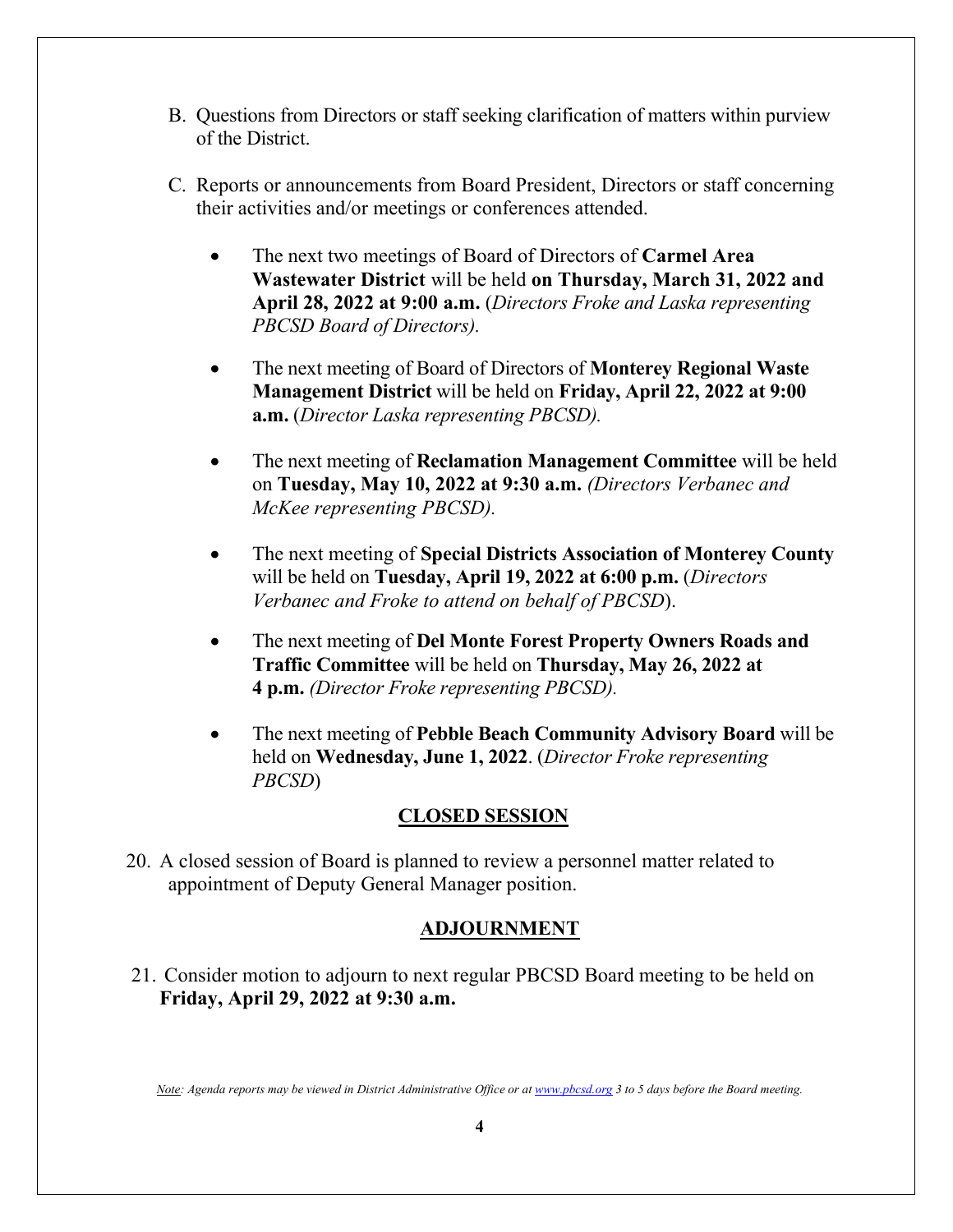B. Questions from Directors or staff seeking clarification of matters within purview of the District.

C. Reports or announcements from Board President, Directors or staff concerning their activities and/or meetings or conferences attended.

- The next two meetings of Board of Directors of **Carmel Area Wastewater District** will be held **on Thursday, March 31, 2022 and April 28, 2022 at 9:00 a.m.** (*Directors Froke and Laska representing PBCSD Board of Directors).*

- The next meeting of Board of Directors of **Monterey Regional Waste Management District** will be held on **Friday, April 22, 2022 at 9:00 a.m.** (*Director Laska representing PBCSD).*

- The next meeting of **Reclamation Management Committee** will be held on **Tuesday, May 10, 2022 at 9:30 a.m.** *(Directors Verbanec and McKee representing PBCSD).*

- The next meeting of **Special Districts Association of Monterey County** will be held on **Tuesday, April 19, 2022 at 6:00 p.m.** (*Directors Verbanec and Froke to attend on behalf of PBCSD*).

- The next meeting of **Del Monte Forest Property Owners Roads and Traffic Committee** will be held on **Thursday, May 26, 2022 at 4 p.m.** *(Director Froke representing PBCSD).*

- The next meeting of **Pebble Beach Community Advisory Board** will be held on **Wednesday, June 1, 2022**. (*Director Froke representing PBCSD*)

## CLOSED SESSION

20. A closed session of Board is planned to review a personnel matter related to appointment of Deputy General Manager position.

## ADJOURNMENT

21. Consider motion to adjourn to next regular PBCSD Board meeting to be held on **Friday, April 29, 2022 at 9:30 a.m.**

*Note: Agenda reports may be viewed in District Administrative Office or at www.pbcsd.org 3 to 5 days before the Board meeting.*